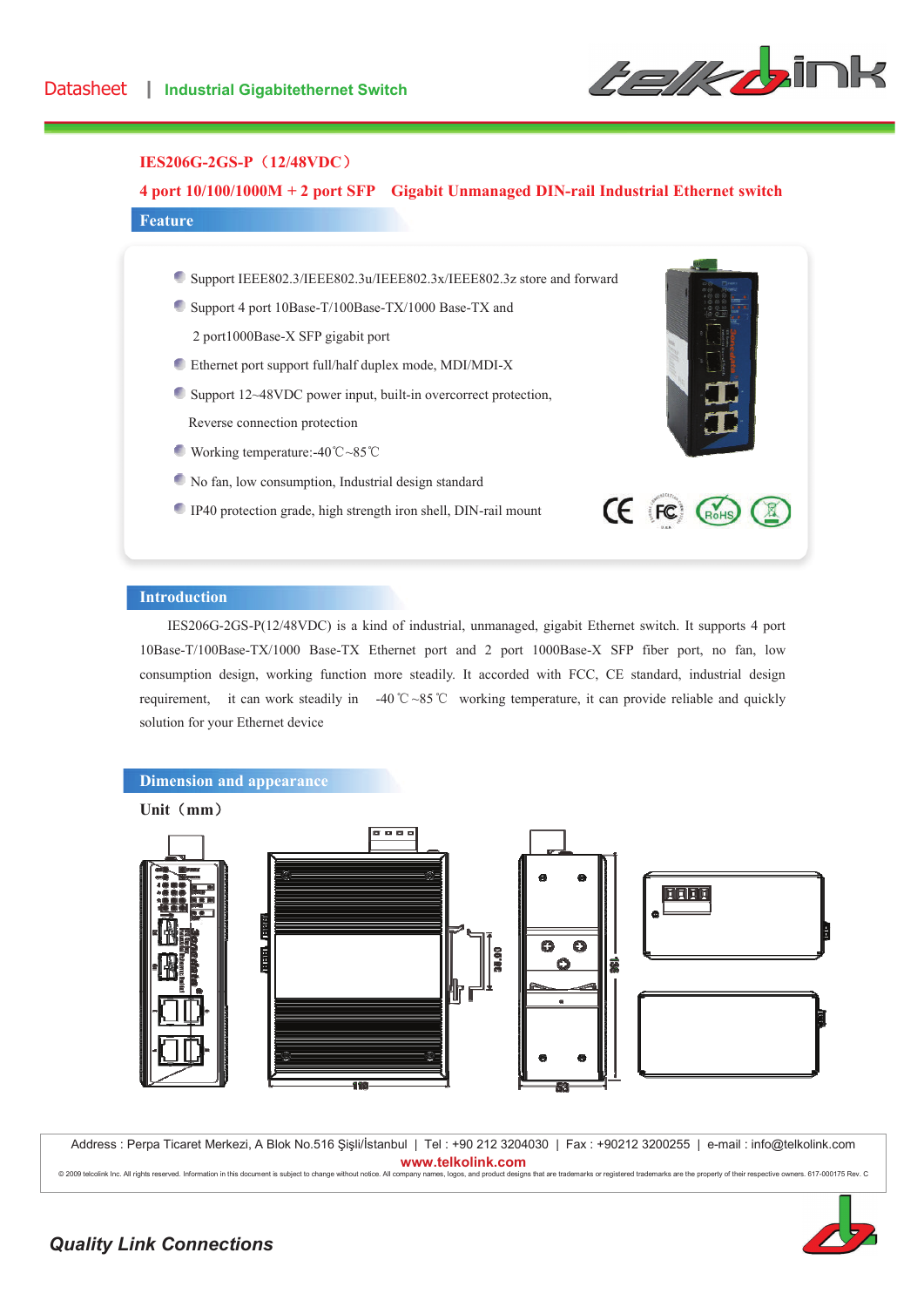Datasheet | Industrial Gigabitethernet Switch

# IES206G-2GS-P（12/48VDC）

## 4 port 10/100/1000M + 2 port SFP Gigabit Unmanaged DIN-rail Industrial Ethernet switch

## Feature

- Support IEEE802.3/IEEE802.3u/IEEE802.3x/IEEE802.3z store and forward
- Support 4 port 10Base-T/100Base-TX/1000 Base-TX and 2 port1000Base-X SFP gigabit port
- Ethernet port support full/half duplex mode, MDI/MDI-X
- Support 12~48VDC power input, built-in overcorrect protection, Reverse connection protection
- Working temperature:-40℃~85℃
- No fan, low consumption, Industrial design standard
- IP40 protection grade, high strength iron shell, DIN-rail mount

## Introduction

IES206G-2GS-P(12/48VDC) is a kind of industrial, unmanaged, gigabit Ethernet switch. It supports 4 port 10Base-T/100Base-TX/1000 Base-TX Ethernet port and 2 port 1000Base-X SFP fiber port, no fan, low consumption design, working function more steadily. It accorded with FCC, CE standard, industrial design requirement, it can work steadily in -40℃~85℃ working temperature, it can provide reliable and quickly solution for your Ethernet device

## Dimension and appearance

**Unit（mm）**

Address : Perpa Ticaret Merkezi, A Blok No.516 Şişli/İstanbul | Tel : +90 212 3204030 | Fax : +90212 3200255 | e-mail : info@telkolink.com

www.telkolink.com

© 2009 telcolink Inc. All rights reserved. Information in this document is subject to change without notice. All company names, logos, and product designs that are trademarks or registered trademarks are the property of their respective owners. 617-000175 Rev. C

*Quality Link Connections*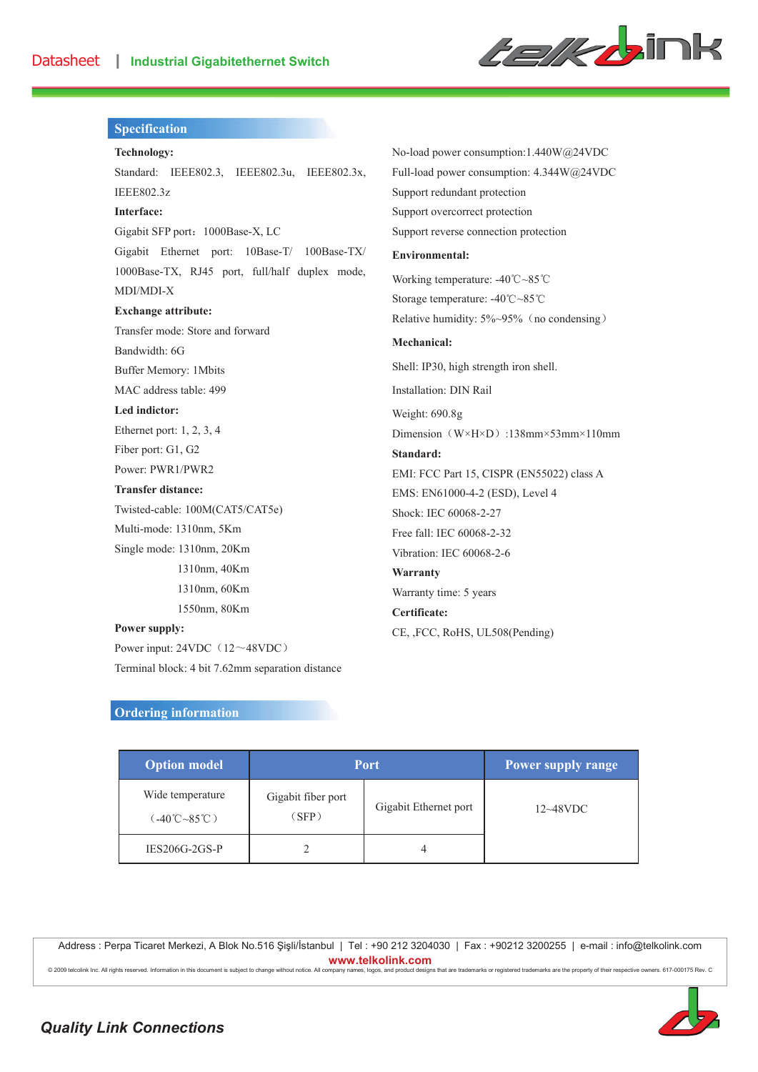## Specification

**Technology:**

Standard: IEEE802.3, IEEE802.3u, IEEE802.3x, IEEE802.3z

**Interface:**

Gigabit SFP port：1000Base-X, LC

Gigabit Ethernet port: 10Base-T/ 100Base-TX/ 1000Base-TX, RJ45 port, full/half duplex mode, MDI/MDI-X

**Exchange attribute:**

Transfer mode: Store and forward

Bandwidth: 6G

Buffer Memory: 1Mbits

MAC address table: 499

**Led indictor:**

Ethernet port: 1, 2, 3, 4

Fiber port: G1, G2

Power: PWR1/PWR2

**Transfer distance:**

Twisted-cable: 100M(CAT5/CAT5e)

Multi-mode: 1310nm, 5Km

Single mode: 1310nm, 20Km

1310nm, 40Km

1310nm, 60Km

1550nm, 80Km

**Power supply:**

Power input: 24VDC（12～48VDC）

Terminal block: 4 bit 7.62mm separation distance

No-load power consumption:1.440W@24VDC

Full-load power consumption: 4.344W@24VDC

Support redundant protection

Support overcorrect protection

Support reverse connection protection

**Environmental:**

Working temperature: -40℃~85℃

Storage temperature: -40℃~85℃

Relative humidity: 5%~95%（no condensing）

**Mechanical:**

Shell: IP30, high strength iron shell.

Installation: DIN Rail

Weight: 690.8g

Dimension（W×H×D）:138mm×53mm×110mm

**Standard:**

EMI: FCC Part 15, CISPR (EN55022) class A

EMS: EN61000-4-2 (ESD), Level 4

Shock: IEC 60068-2-27

Free fall: IEC 60068-2-32

Vibration: IEC 60068-2-6

**Warranty**

Warranty time: 5 years

**Certificate:**

CE, ,FCC, RoHS, UL508(Pending)

## Ordering information

| Option model | Port | | Power supply range |
|---|---|---|---|
| Wide temperature （-40℃~85℃） | Gigabit fiber port （SFP） | Gigabit Ethernet port | 12~48VDC |
| IES206G-2GS-P | 2 | 4 | |

Address : Perpa Ticaret Merkezi, A Blok No.516 Şişli/İstanbul | Tel : +90 212 3204030 | Fax : +90212 3200255 | e-mail : info@telkolink.com

www.telkolink.com

© 2009 telcolink Inc. All rights reserved. Information in this document is subject to change without notice. All company names, logos, and product designs that are trademarks or registered trademarks are the property of their respective owners. 617-000175 Rev. C

*Quality Link Connections*